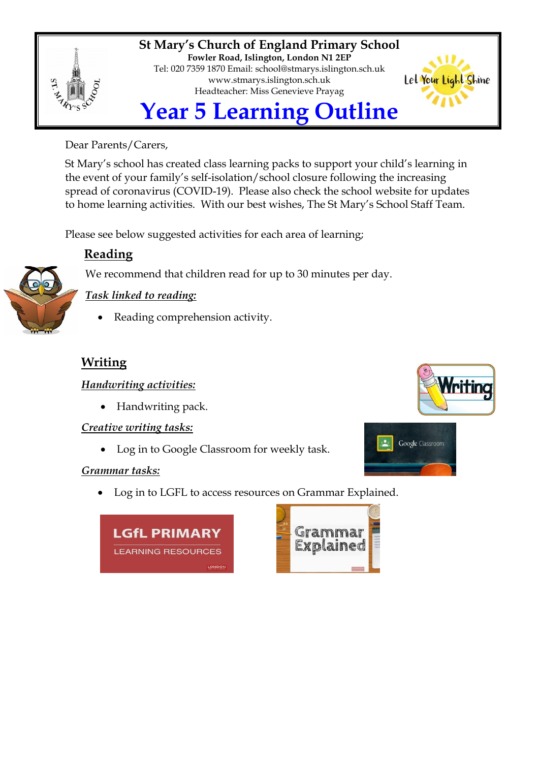**St Mary's Church of England Primary School**
**Fowler Road, Islington, London N1 2EP**
Tel: 020 7359 1870 Email: school@stmarys.islington.sch.uk
www.stmarys.islington.sch.uk
Headteacher: Miss Genevieve Prayag

# Year 5 Learning Outline

Dear Parents/Carers,

St Mary's school has created class learning packs to support your child's learning in the event of your family's self-isolation/school closure following the increasing spread of coronavirus (COVID-19). Please also check the school website for updates to home learning activities. With our best wishes, The St Mary's School Staff Team.

Please see below suggested activities for each area of learning;

## Reading

We recommend that children read for up to 30 minutes per day.

***Task linked to reading:***

- Reading comprehension activity.

## Writing

***Handwriting activities:***

- Handwriting pack.

***Creative writing tasks:***

- Log in to Google Classroom for weekly task.

***Grammar tasks:***

- Log in to LGFL to access resources on Grammar Explained.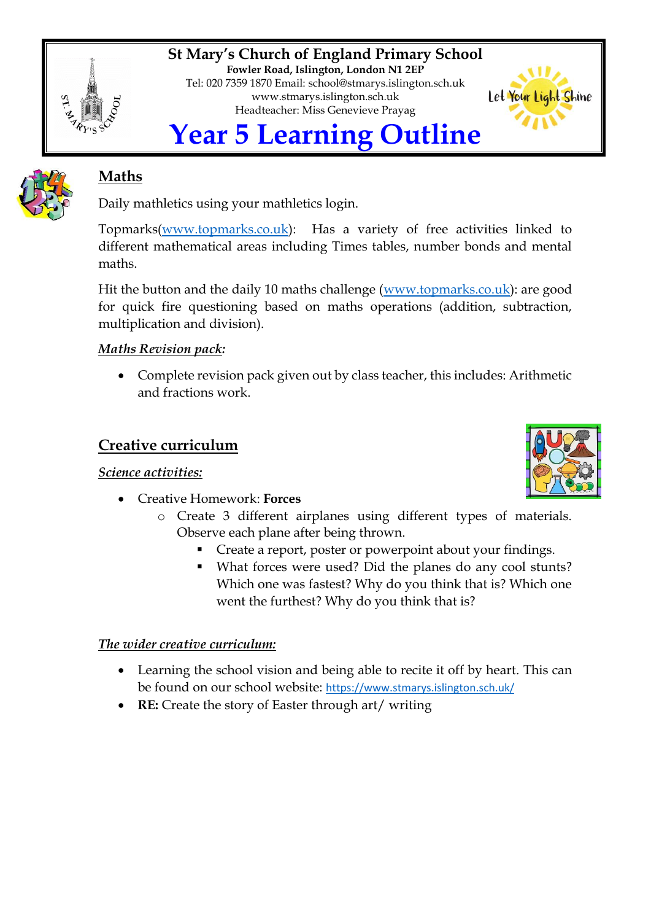**St Mary's Church of England Primary School**
**Fowler Road, Islington, London N1 2EP**
Tel: 020 7359 1870 Email: school@stmarys.islington.sch.uk
www.stmarys.islington.sch.uk
Headteacher: Miss Genevieve Prayag

Let Your Light Shine

# Year 5 Learning Outline

## Maths

Daily mathletics using your mathletics login.

Topmarks([www.topmarks.co.uk](www.topmarks.co.uk)): Has a variety of free activities linked to different mathematical areas including Times tables, number bonds and mental maths.

Hit the button and the daily 10 maths challenge ([www.topmarks.co.uk](www.topmarks.co.uk)): are good for quick fire questioning based on maths operations (addition, subtraction, multiplication and division).

***Maths Revision pack:***

- Complete revision pack given out by class teacher, this includes: Arithmetic and fractions work.

## Creative curriculum

***Science activities:***

- Creative Homework: **Forces**
  - Create 3 different airplanes using different types of materials. Observe each plane after being thrown.
    - Create a report, poster or powerpoint about your findings.
    - What forces were used? Did the planes do any cool stunts? Which one was fastest? Why do you think that is? Which one went the furthest? Why do you think that is?

***The wider creative curriculum:***

- Learning the school vision and being able to recite it off by heart. This can be found on our school website: https://www.stmarys.islington.sch.uk/
- **RE:** Create the story of Easter through art/ writing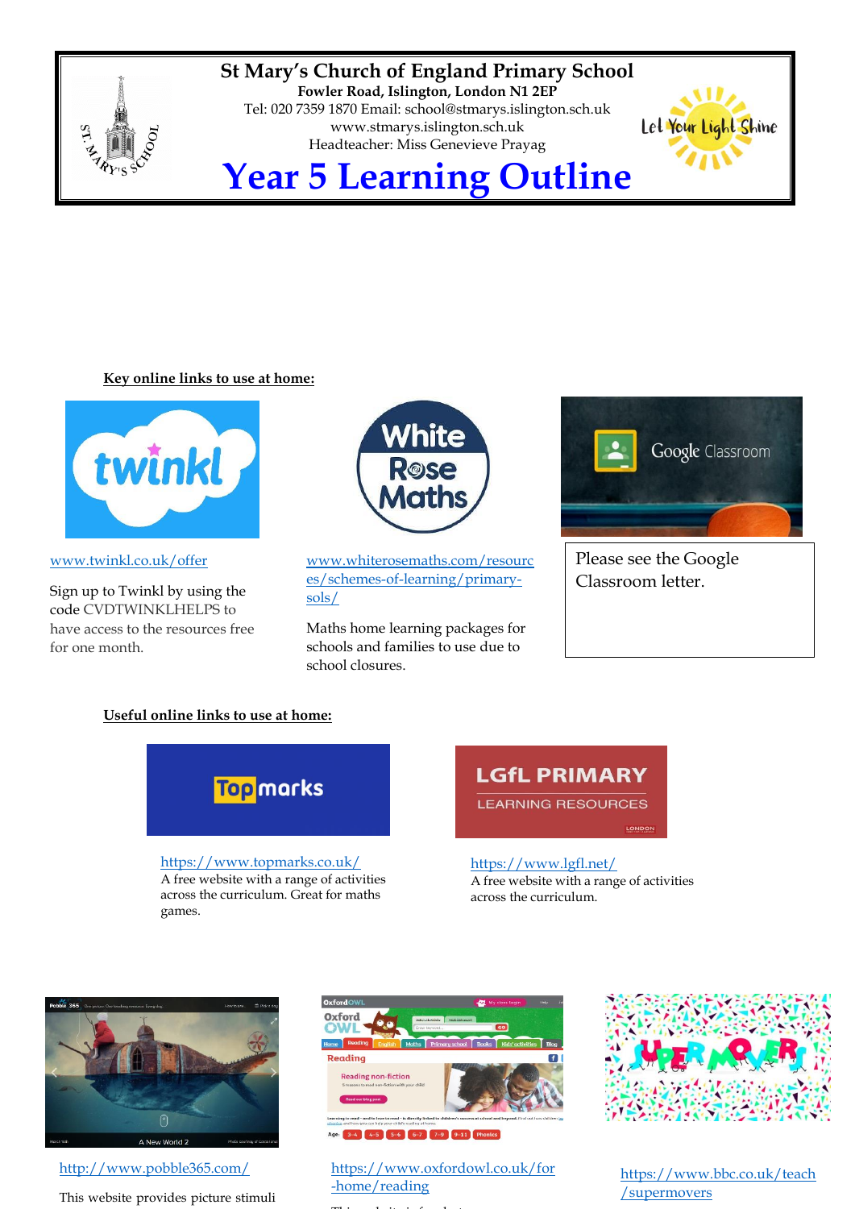# St Mary's Church of England Primary School

**Fowler Road, Islington, London N1 2EP**

Tel: 020 7359 1870 Email: school@stmarys.islington.sch.uk

www.stmarys.islington.sch.uk

Headteacher: Miss Genevieve Prayag

Let Your Light Shine

# Year 5 Learning Outline

**Key online links to use at home:**

www.twinkl.co.uk/offer

Sign up to Twinkl by using the code CVDTWINKLHELPS to have access to the resources free for one month.

www.whiterosemaths.com/resources/schemes-of-learning/primary-sols/

Maths home learning packages for schools and families to use due to school closures.

Please see the Google Classroom letter.

**Useful online links to use at home:**

https://www.topmarks.co.uk/

A free website with a range of activities across the curriculum. Great for maths games.

https://www.lgfl.net/

A free website with a range of activities across the curriculum.

http://www.pobble365.com/

This website provides picture stimuli

https://www.oxfordowl.co.uk/for-home/reading

https://www.bbc.co.uk/teach/supermovers